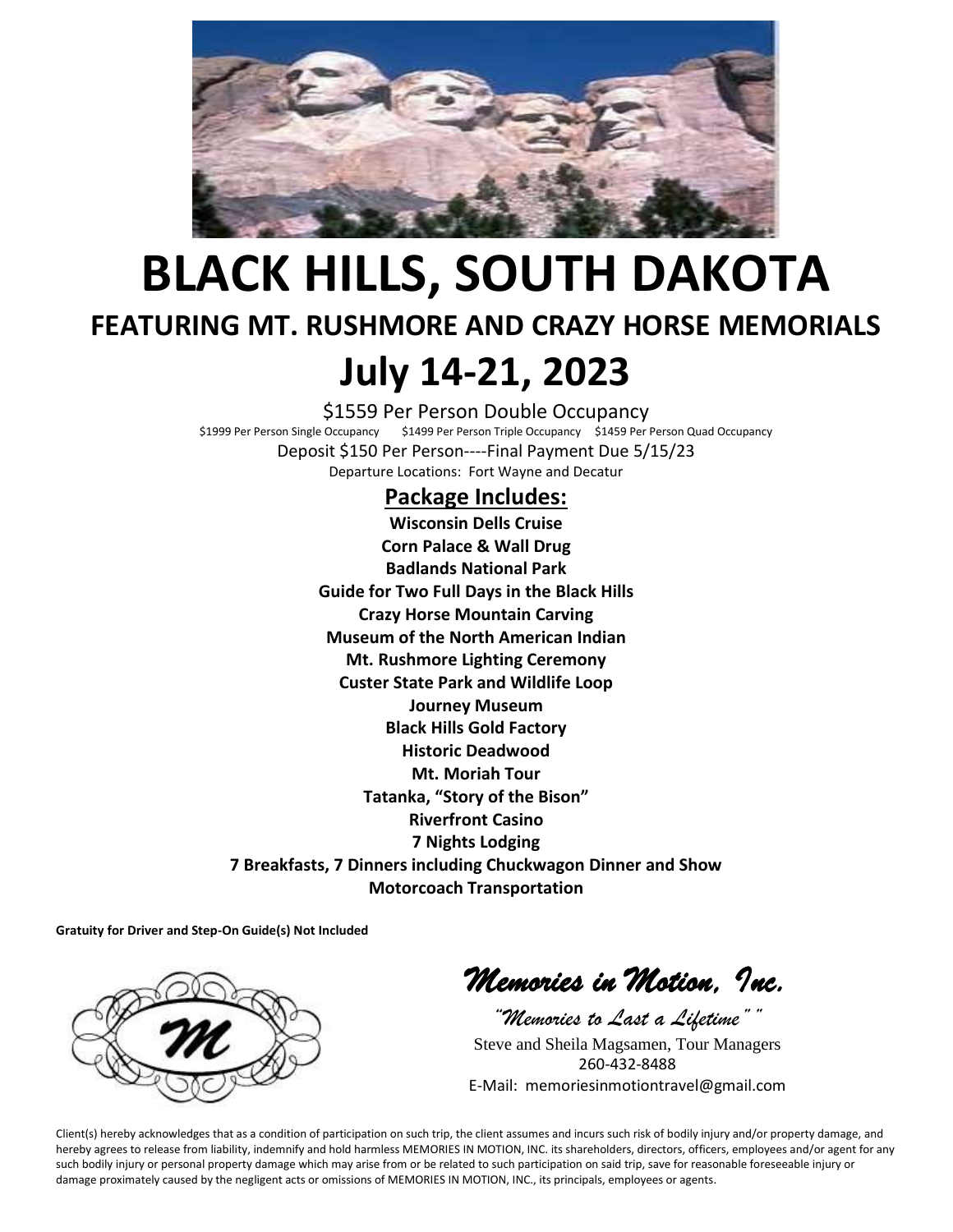# BLACK HILLS, SOUTH DAKOTA

## FEATURING MT. RUSHMORE AND CRAZY HORSE MEMORIALS

# July 14-21, 2023

$1559 Per Person Double Occupancy

$1999 Per Person Single Occupancy $1499 Per Person Triple Occupancy $1459 Per Person Quad Occupancy

Deposit $150 Per Person----Final Payment Due 5/15/23

Departure Locations: Fort Wayne and Decatur

## Package Includes:

**Wisconsin Dells Cruise**
**Corn Palace & Wall Drug**
**Badlands National Park**
**Guide for Two Full Days in the Black Hills**
**Crazy Horse Mountain Carving**
**Museum of the North American Indian**
**Mt. Rushmore Lighting Ceremony**
**Custer State Park and Wildlife Loop**
**Journey Museum**
**Black Hills Gold Factory**
**Historic Deadwood**
**Mt. Moriah Tour**
**Tatanka, "Story of the Bison"**
**Riverfront Casino**
**7 Nights Lodging**
**7 Breakfasts, 7 Dinners including Chuckwagon Dinner and Show**
**Motorcoach Transportation**

**Gratuity for Driver and Step-On Guide(s) Not Included**

*Memories in Motion, Inc.*

*"Memories to Last a Lifetime" "*

Steve and Sheila Magsamen, Tour Managers
260-432-8488
E-Mail: memoriesinmotiontravel@gmail.com

Client(s) hereby acknowledges that as a condition of participation on such trip, the client assumes and incurs such risk of bodily injury and/or property damage, and hereby agrees to release from liability, indemnify and hold harmless MEMORIES IN MOTION, INC. its shareholders, directors, officers, employees and/or agent for any such bodily injury or personal property damage which may arise from or be related to such participation on said trip, save for reasonable foreseeable injury or damage proximately caused by the negligent acts or omissions of MEMORIES IN MOTION, INC., its principals, employees or agents.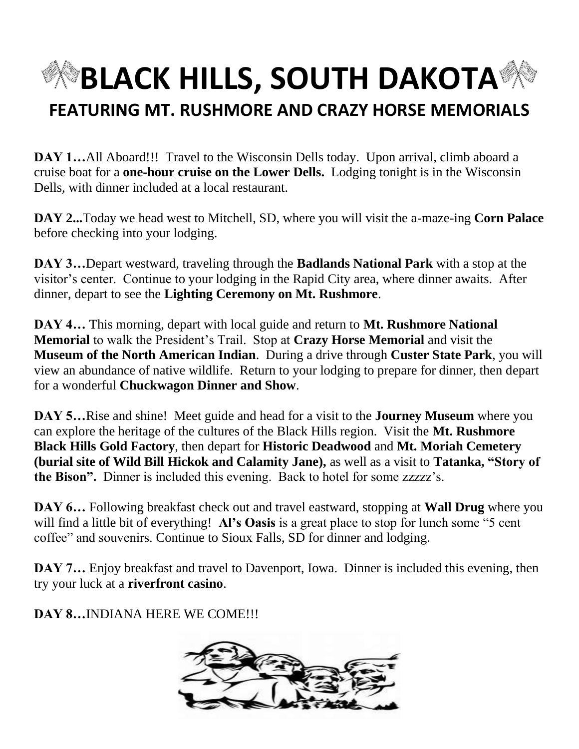# BLACK HILLS, SOUTH DAKOTA

## FEATURING MT. RUSHMORE AND CRAZY HORSE MEMORIALS

**DAY 1…**All Aboard!!! Travel to the Wisconsin Dells today. Upon arrival, climb aboard a cruise boat for a **one-hour cruise on the Lower Dells.** Lodging tonight is in the Wisconsin Dells, with dinner included at a local restaurant.

**DAY 2...**Today we head west to Mitchell, SD, where you will visit the a-maze-ing **Corn Palace** before checking into your lodging.

**DAY 3…**Depart westward, traveling through the **Badlands National Park** with a stop at the visitor's center. Continue to your lodging in the Rapid City area, where dinner awaits. After dinner, depart to see the **Lighting Ceremony on Mt. Rushmore**.

**DAY 4…** This morning, depart with local guide and return to **Mt. Rushmore National Memorial** to walk the President's Trail. Stop at **Crazy Horse Memorial** and visit the **Museum of the North American Indian**. During a drive through **Custer State Park**, you will view an abundance of native wildlife. Return to your lodging to prepare for dinner, then depart for a wonderful **Chuckwagon Dinner and Show**.

**DAY 5…**Rise and shine! Meet guide and head for a visit to the **Journey Museum** where you can explore the heritage of the cultures of the Black Hills region. Visit the **Mt. Rushmore Black Hills Gold Factory**, then depart for **Historic Deadwood** and **Mt. Moriah Cemetery (burial site of Wild Bill Hickok and Calamity Jane),** as well as a visit to **Tatanka, "Story of the Bison".** Dinner is included this evening. Back to hotel for some zzzzz's.

**DAY 6…** Following breakfast check out and travel eastward, stopping at **Wall Drug** where you will find a little bit of everything! **Al's Oasis** is a great place to stop for lunch some "5 cent coffee" and souvenirs. Continue to Sioux Falls, SD for dinner and lodging.

**DAY 7…** Enjoy breakfast and travel to Davenport, Iowa. Dinner is included this evening, then try your luck at a **riverfront casino**.

**DAY 8…**INDIANA HERE WE COME!!!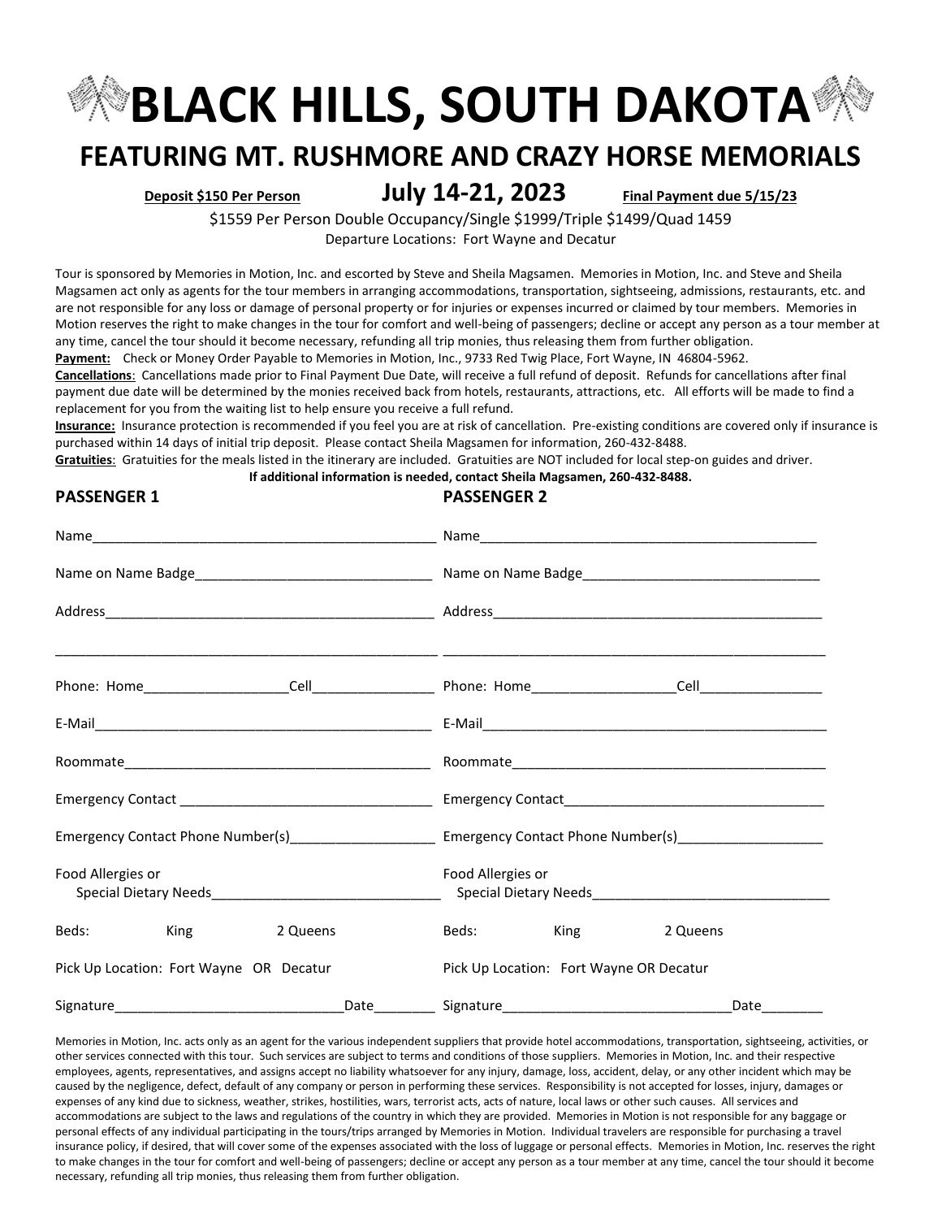# BLACK HILLS, SOUTH DAKOTA

## FEATURING MT. RUSHMORE AND CRAZY HORSE MEMORIALS

**Deposit $150 Per Person** **July 14-21, 2023** **Final Payment due 5/15/23**

$1559 Per Person Double Occupancy/Single $1999/Triple $1499/Quad 1459

Departure Locations: Fort Wayne and Decatur

Tour is sponsored by Memories in Motion, Inc. and escorted by Steve and Sheila Magsamen. Memories in Motion, Inc. and Steve and Sheila Magsamen act only as agents for the tour members in arranging accommodations, transportation, sightseeing, admissions, restaurants, etc. and are not responsible for any loss or damage of personal property or for injuries or expenses incurred or claimed by tour members. Memories in Motion reserves the right to make changes in the tour for comfort and well-being of passengers; decline or accept any person as a tour member at any time, cancel the tour should it become necessary, refunding all trip monies, thus releasing them from further obligation.

**Payment:** Check or Money Order Payable to Memories in Motion, Inc., 9733 Red Twig Place, Fort Wayne, IN 46804-5962.

**Cancellations**: Cancellations made prior to Final Payment Due Date, will receive a full refund of deposit. Refunds for cancellations after final payment due date will be determined by the monies received back from hotels, restaurants, attractions, etc. All efforts will be made to find a replacement for you from the waiting list to help ensure you receive a full refund.

**Insurance:** Insurance protection is recommended if you feel you are at risk of cancellation. Pre-existing conditions are covered only if insurance is purchased within 14 days of initial trip deposit. Please contact Sheila Magsamen for information, 260-432-8488.

**Gratuities**: Gratuities for the meals listed in the itinerary are included. Gratuities are NOT included for local step-on guides and driver.

**If additional information is needed, contact Sheila Magsamen, 260-432-8488.**

**PASSENGER 1**

Name______________________________________________

Name on Name Badge_______________________________

Address_____________________________________________

_____________________________________________________

Phone: Home__________________Cell_______________

E-Mail______________________________________________

Roommate___________________________________________

Emergency Contact _________________________________

Emergency Contact Phone Number(s)__________________

Food Allergies or Special Dietary Needs______________________________

Beds: King 2 Queens

Pick Up Location: Fort Wayne OR Decatur

Signature_____________________________Date________

**PASSENGER 2**

Name______________________________________________

Name on Name Badge_______________________________

Address_____________________________________________

_____________________________________________________

Phone: Home__________________Cell_______________

E-Mail______________________________________________

Roommate___________________________________________

Emergency Contact_________________________________

Emergency Contact Phone Number(s)__________________

Food Allergies or Special Dietary Needs______________________________

Beds: King 2 Queens

Pick Up Location: Fort Wayne OR Decatur

Signature_____________________________Date________

Memories in Motion, Inc. acts only as an agent for the various independent suppliers that provide hotel accommodations, transportation, sightseeing, activities, or other services connected with this tour. Such services are subject to terms and conditions of those suppliers. Memories in Motion, Inc. and their respective employees, agents, representatives, and assigns accept no liability whatsoever for any injury, damage, loss, accident, delay, or any other incident which may be caused by the negligence, defect, default of any company or person in performing these services. Responsibility is not accepted for losses, injury, damages or expenses of any kind due to sickness, weather, strikes, hostilities, wars, terrorist acts, acts of nature, local laws or other such causes. All services and accommodations are subject to the laws and regulations of the country in which they are provided. Memories in Motion is not responsible for any baggage or personal effects of any individual participating in the tours/trips arranged by Memories in Motion. Individual travelers are responsible for purchasing a travel insurance policy, if desired, that will cover some of the expenses associated with the loss of luggage or personal effects. Memories in Motion, Inc. reserves the right to make changes in the tour for comfort and well-being of passengers; decline or accept any person as a tour member at any time, cancel the tour should it become necessary, refunding all trip monies, thus releasing them from further obligation.